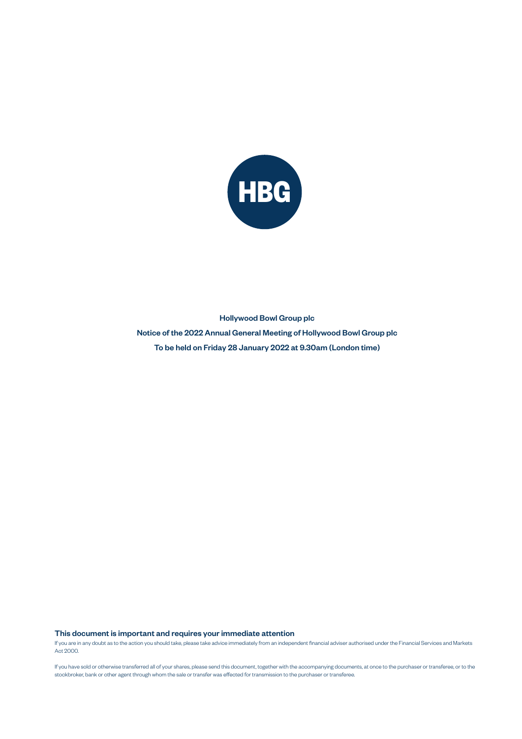HBG

**Hollywood Bowl Group plc**

**Notice of the 2022 Annual General Meeting of Hollywood Bowl Group plc**

**To be held on Friday 28 January 2022 at 9.30am (London time)**

**This document is important and requires your immediate attention**

If you are in any doubt as to the action you should take, please take advice immediately from an independent financial adviser authorised under the Financial Services and Markets Act 2000.

If you have sold or otherwise transferred all of your shares, please send this document, together with the accompanying documents, at once to the purchaser or transferee, or to the stockbroker, bank or other agent through whom the sale or transfer was effected for transmission to the purchaser or transferee.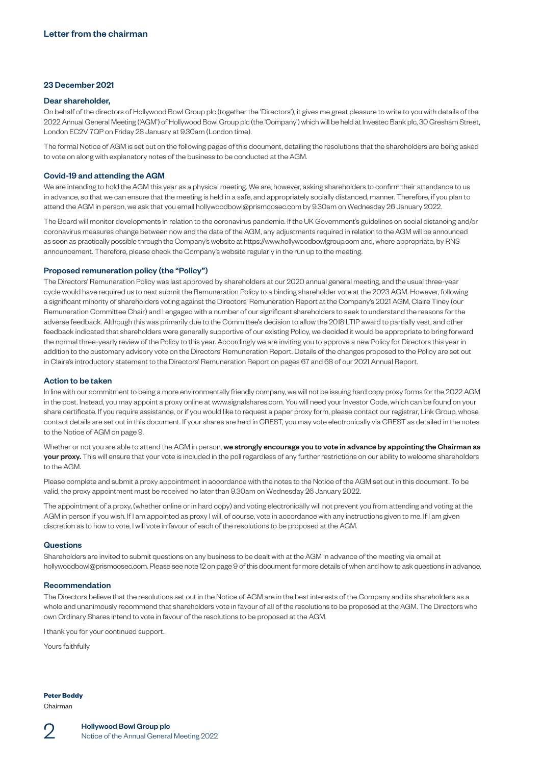# Letter from the chairman

**23 December 2021**

**Dear shareholder,**

On behalf of the directors of Hollywood Bowl Group plc (together the 'Directors'), it gives me great pleasure to write to you with details of the 2022 Annual General Meeting ('AGM') of Hollywood Bowl Group plc (the 'Company') which will be held at Investec Bank plc, 30 Gresham Street, London EC2V 7QP on Friday 28 January at 9.30am (London time).

The formal Notice of AGM is set out on the following pages of this document, detailing the resolutions that the shareholders are being asked to vote on along with explanatory notes of the business to be conducted at the AGM.

## Covid-19 and attending the AGM

We are intending to hold the AGM this year as a physical meeting. We are, however, asking shareholders to confirm their attendance to us in advance, so that we can ensure that the meeting is held in a safe, and appropriately socially distanced, manner. Therefore, if you plan to attend the AGM in person, we ask that you email hollywoodbowl@prismcosec.com by 9.30am on Wednesday 26 January 2022.

The Board will monitor developments in relation to the coronavirus pandemic. If the UK Government's guidelines on social distancing and/or coronavirus measures change between now and the date of the AGM, any adjustments required in relation to the AGM will be announced as soon as practically possible through the Company's website at https://www.hollywoodbowlgroup.com and, where appropriate, by RNS announcement. Therefore, please check the Company's website regularly in the run up to the meeting.

## Proposed remuneration policy (the "Policy")

The Directors' Remuneration Policy was last approved by shareholders at our 2020 annual general meeting, and the usual three-year cycle would have required us to next submit the Remuneration Policy to a binding shareholder vote at the 2023 AGM. However, following a significant minority of shareholders voting against the Directors' Remuneration Report at the Company's 2021 AGM, Claire Tiney (our Remuneration Committee Chair) and I engaged with a number of our significant shareholders to seek to understand the reasons for the adverse feedback. Although this was primarily due to the Committee's decision to allow the 2018 LTIP award to partially vest, and other feedback indicated that shareholders were generally supportive of our existing Policy, we decided it would be appropriate to bring forward the normal three-yearly review of the Policy to this year. Accordingly we are inviting you to approve a new Policy for Directors this year in addition to the customary advisory vote on the Directors' Remuneration Report. Details of the changes proposed to the Policy are set out in Claire's introductory statement to the Directors' Remuneration Report on pages 67 and 68 of our 2021 Annual Report.

## Action to be taken

In line with our commitment to being a more environmentally friendly company, we will not be issuing hard copy proxy forms for the 2022 AGM in the post. Instead, you may appoint a proxy online at www.signalshares.com. You will need your Investor Code, which can be found on your share certificate. If you require assistance, or if you would like to request a paper proxy form, please contact our registrar, Link Group, whose contact details are set out in this document. If your shares are held in CREST, you may vote electronically via CREST as detailed in the notes to the Notice of AGM on page 9.

Whether or not you are able to attend the AGM in person, **we strongly encourage you to vote in advance by appointing the Chairman as your proxy.** This will ensure that your vote is included in the poll regardless of any further restrictions on our ability to welcome shareholders to the AGM.

Please complete and submit a proxy appointment in accordance with the notes to the Notice of the AGM set out in this document. To be valid, the proxy appointment must be received no later than 9.30am on Wednesday 26 January 2022.

The appointment of a proxy, (whether online or in hard copy) and voting electronically will not prevent you from attending and voting at the AGM in person if you wish. If I am appointed as proxy I will, of course, vote in accordance with any instructions given to me. If I am given discretion as to how to vote, I will vote in favour of each of the resolutions to be proposed at the AGM.

## Questions

Shareholders are invited to submit questions on any business to be dealt with at the AGM in advance of the meeting via email at hollywoodbowl@prismcosec.com. Please see note 12 on page 9 of this document for more details of when and how to ask questions in advance.

## Recommendation

The Directors believe that the resolutions set out in the Notice of AGM are in the best interests of the Company and its shareholders as a whole and unanimously recommend that shareholders vote in favour of all of the resolutions to be proposed at the AGM. The Directors who own Ordinary Shares intend to vote in favour of the resolutions to be proposed at the AGM.

I thank you for your continued support.

Yours faithfully

**Peter Boddy**
Chairman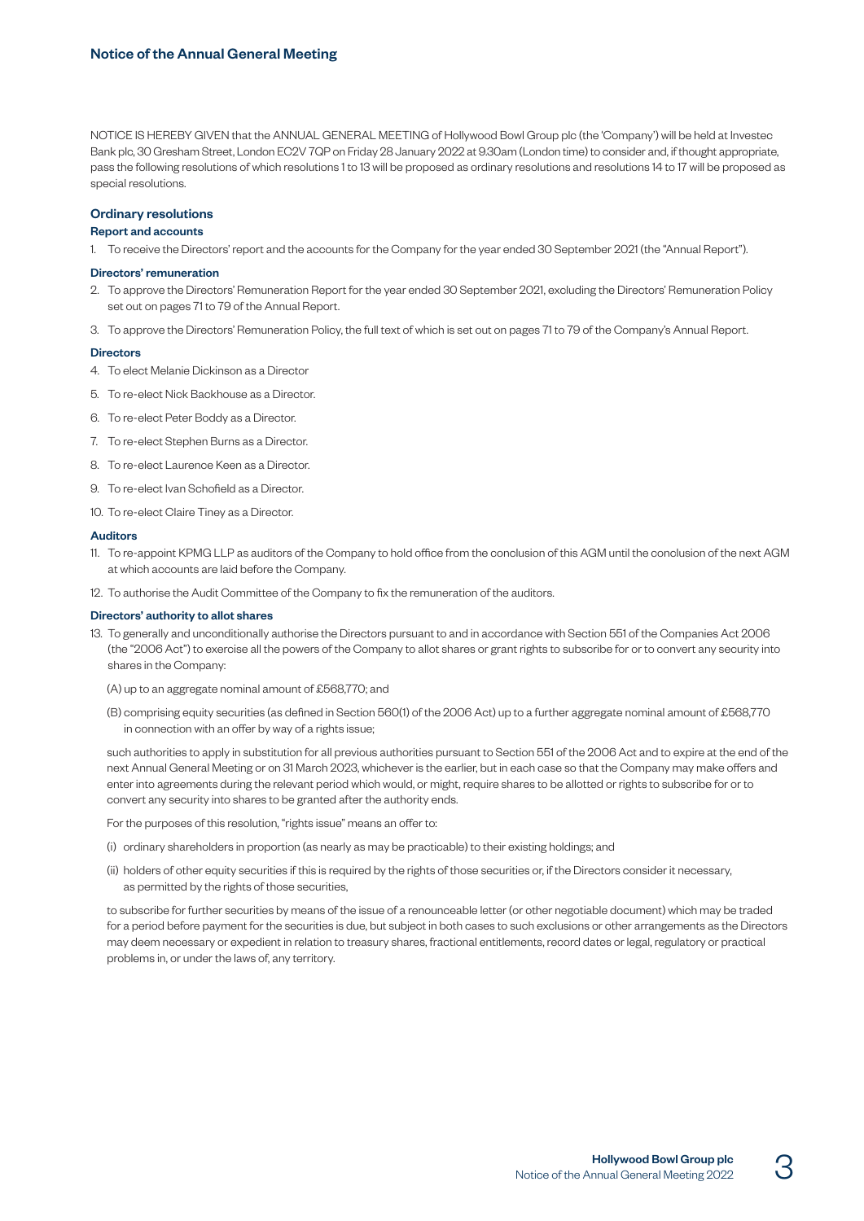## Notice of the Annual General Meeting

NOTICE IS HEREBY GIVEN that the ANNUAL GENERAL MEETING of Hollywood Bowl Group plc (the 'Company') will be held at Investec Bank plc, 30 Gresham Street, London EC2V 7QP on Friday 28 January 2022 at 9.30am (London time) to consider and, if thought appropriate, pass the following resolutions of which resolutions 1 to 13 will be proposed as ordinary resolutions and resolutions 14 to 17 will be proposed as special resolutions.

### Ordinary resolutions

#### Report and accounts

1. To receive the Directors' report and the accounts for the Company for the year ended 30 September 2021 (the "Annual Report").

#### Directors' remuneration

2. To approve the Directors' Remuneration Report for the year ended 30 September 2021, excluding the Directors' Remuneration Policy set out on pages 71 to 79 of the Annual Report.
3. To approve the Directors' Remuneration Policy, the full text of which is set out on pages 71 to 79 of the Company's Annual Report.

#### Directors

4. To elect Melanie Dickinson as a Director
5. To re-elect Nick Backhouse as a Director.
6. To re-elect Peter Boddy as a Director.
7. To re-elect Stephen Burns as a Director.
8. To re-elect Laurence Keen as a Director.
9. To re-elect Ivan Schofield as a Director.
10. To re-elect Claire Tiney as a Director.

#### Auditors

11. To re-appoint KPMG LLP as auditors of the Company to hold office from the conclusion of this AGM until the conclusion of the next AGM at which accounts are laid before the Company.
12. To authorise the Audit Committee of the Company to fix the remuneration of the auditors.

#### Directors' authority to allot shares

13. To generally and unconditionally authorise the Directors pursuant to and in accordance with Section 551 of the Companies Act 2006 (the "2006 Act") to exercise all the powers of the Company to allot shares or grant rights to subscribe for or to convert any security into shares in the Company:

    (A) up to an aggregate nominal amount of £568,770; and

    (B) comprising equity securities (as defined in Section 560(1) of the 2006 Act) up to a further aggregate nominal amount of £568,770 in connection with an offer by way of a rights issue;

    such authorities to apply in substitution for all previous authorities pursuant to Section 551 of the 2006 Act and to expire at the end of the next Annual General Meeting or on 31 March 2023, whichever is the earlier, but in each case so that the Company may make offers and enter into agreements during the relevant period which would, or might, require shares to be allotted or rights to subscribe for or to convert any security into shares to be granted after the authority ends.

    For the purposes of this resolution, "rights issue" means an offer to:

    (i) ordinary shareholders in proportion (as nearly as may be practicable) to their existing holdings; and

    (ii) holders of other equity securities if this is required by the rights of those securities or, if the Directors consider it necessary, as permitted by the rights of those securities,

    to subscribe for further securities by means of the issue of a renounceable letter (or other negotiable document) which may be traded for a period before payment for the securities is due, but subject in both cases to such exclusions or other arrangements as the Directors may deem necessary or expedient in relation to treasury shares, fractional entitlements, record dates or legal, regulatory or practical problems in, or under the laws of, any territory.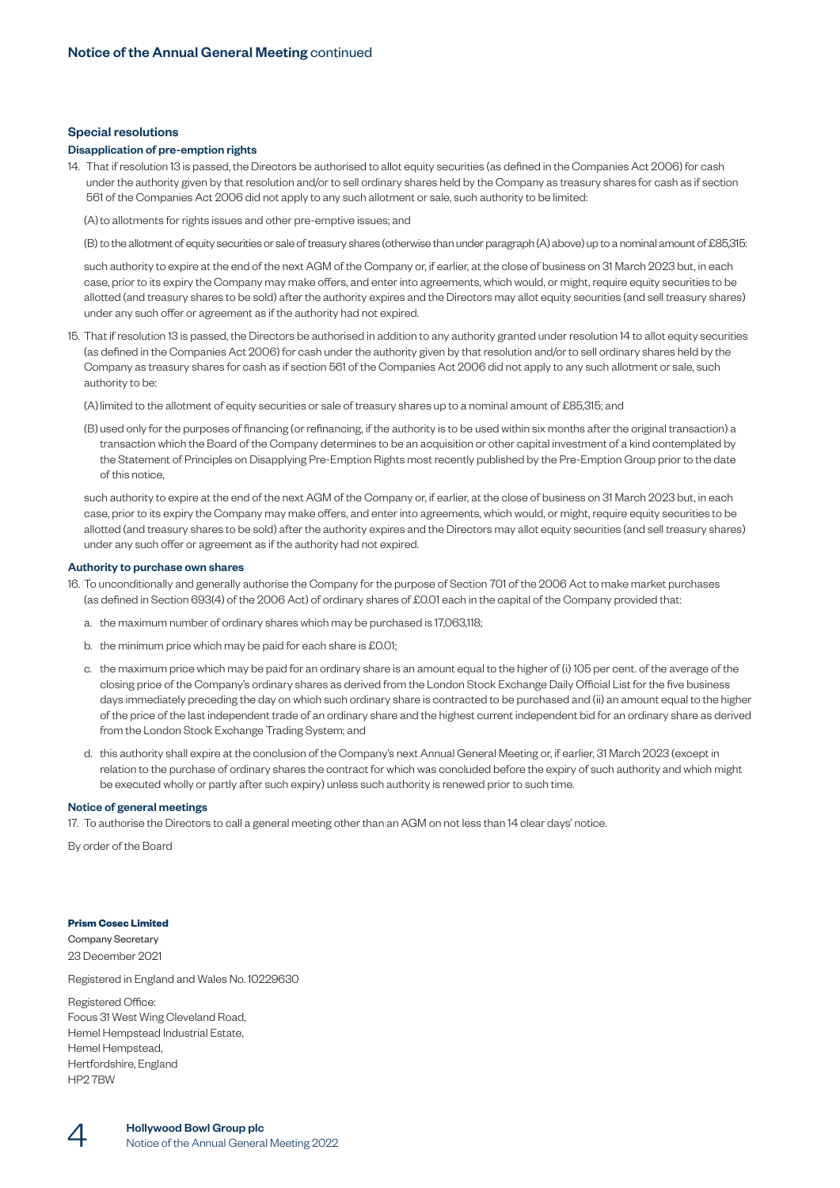## Special resolutions

### Disapplication of pre-emption rights

14. That if resolution 13 is passed, the Directors be authorised to allot equity securities (as defined in the Companies Act 2006) for cash under the authority given by that resolution and/or to sell ordinary shares held by the Company as treasury shares for cash as if section 561 of the Companies Act 2006 did not apply to any such allotment or sale, such authority to be limited:

    (A) to allotments for rights issues and other pre-emptive issues; and

    (B) to the allotment of equity securities or sale of treasury shares (otherwise than under paragraph (A) above) up to a nominal amount of £85,315:

    such authority to expire at the end of the next AGM of the Company or, if earlier, at the close of business on 31 March 2023 but, in each case, prior to its expiry the Company may make offers, and enter into agreements, which would, or might, require equity securities to be allotted (and treasury shares to be sold) after the authority expires and the Directors may allot equity securities (and sell treasury shares) under any such offer or agreement as if the authority had not expired.

15. That if resolution 13 is passed, the Directors be authorised in addition to any authority granted under resolution 14 to allot equity securities (as defined in the Companies Act 2006) for cash under the authority given by that resolution and/or to sell ordinary shares held by the Company as treasury shares for cash as if section 561 of the Companies Act 2006 did not apply to any such allotment or sale, such authority to be:

    (A) limited to the allotment of equity securities or sale of treasury shares up to a nominal amount of £85,315; and

    (B) used only for the purposes of financing (or refinancing, if the authority is to be used within six months after the original transaction) a transaction which the Board of the Company determines to be an acquisition or other capital investment of a kind contemplated by the Statement of Principles on Disapplying Pre-Emption Rights most recently published by the Pre-Emption Group prior to the date of this notice,

    such authority to expire at the end of the next AGM of the Company or, if earlier, at the close of business on 31 March 2023 but, in each case, prior to its expiry the Company may make offers, and enter into agreements, which would, or might, require equity securities to be allotted (and treasury shares to be sold) after the authority expires and the Directors may allot equity securities (and sell treasury shares) under any such offer or agreement as if the authority had not expired.

### Authority to purchase own shares

16. To unconditionally and generally authorise the Company for the purpose of Section 701 of the 2006 Act to make market purchases (as defined in Section 693(4) of the 2006 Act) of ordinary shares of £0.01 each in the capital of the Company provided that:

    a. the maximum number of ordinary shares which may be purchased is 17,063,118;

    b. the minimum price which may be paid for each share is £0.01;

    c. the maximum price which may be paid for an ordinary share is an amount equal to the higher of (i) 105 per cent. of the average of the closing price of the Company's ordinary shares as derived from the London Stock Exchange Daily Official List for the five business days immediately preceding the day on which such ordinary share is contracted to be purchased and (ii) an amount equal to the higher of the price of the last independent trade of an ordinary share and the highest current independent bid for an ordinary share as derived from the London Stock Exchange Trading System; and

    d. this authority shall expire at the conclusion of the Company's next Annual General Meeting or, if earlier, 31 March 2023 (except in relation to the purchase of ordinary shares the contract for which was concluded before the expiry of such authority and which might be executed wholly or partly after such expiry) unless such authority is renewed prior to such time.

### Notice of general meetings

17. To authorise the Directors to call a general meeting other than an AGM on not less than 14 clear days' notice.

By order of the Board

**Prism Cosec Limited**
Company Secretary
23 December 2021

Registered in England and Wales No. 10229630

Registered Office:
Focus 31 West Wing Cleveland Road,
Hemel Hempstead Industrial Estate,
Hemel Hempstead,
Hertfordshire, England
HP2 7BW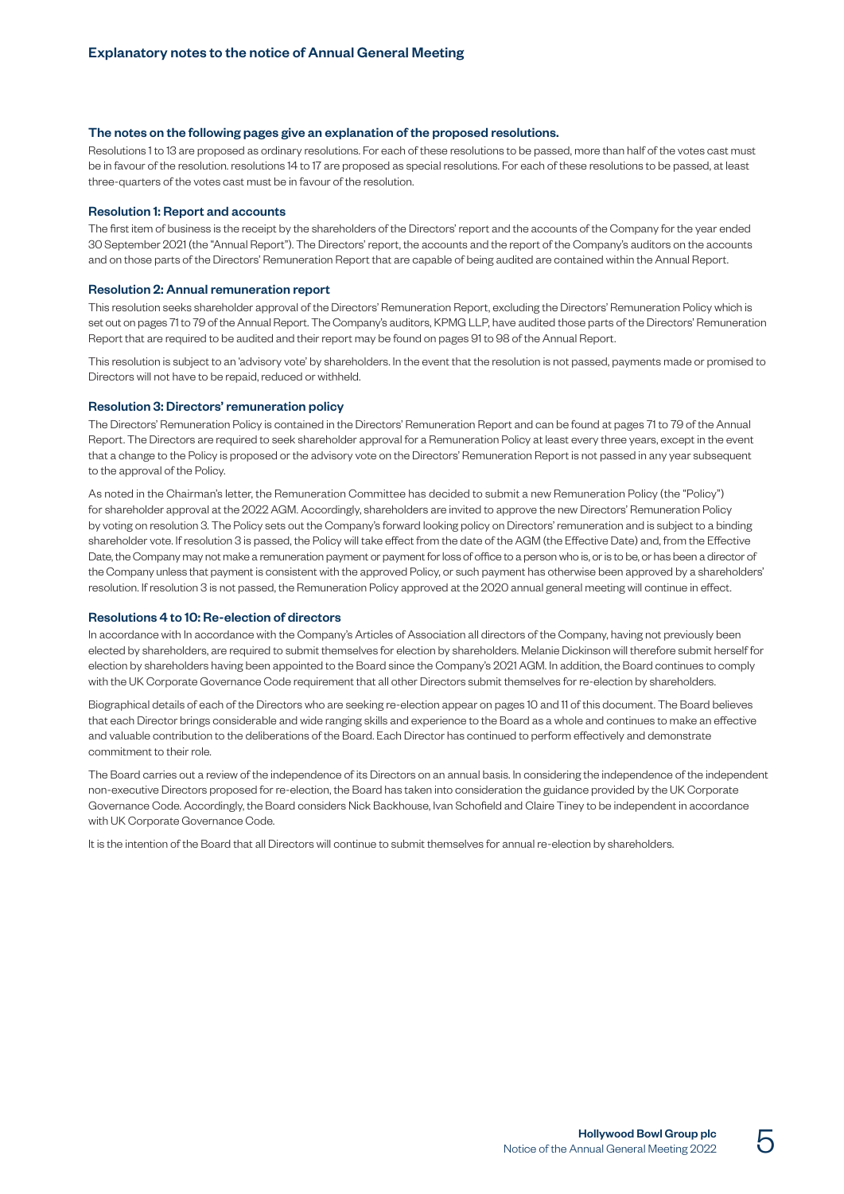# Explanatory notes to the notice of Annual General Meeting

### The notes on the following pages give an explanation of the proposed resolutions.

Resolutions 1 to 13 are proposed as ordinary resolutions. For each of these resolutions to be passed, more than half of the votes cast must be in favour of the resolution. resolutions 14 to 17 are proposed as special resolutions. For each of these resolutions to be passed, at least three-quarters of the votes cast must be in favour of the resolution.

### Resolution 1: Report and accounts

The first item of business is the receipt by the shareholders of the Directors' report and the accounts of the Company for the year ended 30 September 2021 (the "Annual Report"). The Directors' report, the accounts and the report of the Company's auditors on the accounts and on those parts of the Directors' Remuneration Report that are capable of being audited are contained within the Annual Report.

### Resolution 2: Annual remuneration report

This resolution seeks shareholder approval of the Directors' Remuneration Report, excluding the Directors' Remuneration Policy which is set out on pages 71 to 79 of the Annual Report. The Company's auditors, KPMG LLP, have audited those parts of the Directors' Remuneration Report that are required to be audited and their report may be found on pages 91 to 98 of the Annual Report.

This resolution is subject to an 'advisory vote' by shareholders. In the event that the resolution is not passed, payments made or promised to Directors will not have to be repaid, reduced or withheld.

### Resolution 3: Directors' remuneration policy

The Directors' Remuneration Policy is contained in the Directors' Remuneration Report and can be found at pages 71 to 79 of the Annual Report. The Directors are required to seek shareholder approval for a Remuneration Policy at least every three years, except in the event that a change to the Policy is proposed or the advisory vote on the Directors' Remuneration Report is not passed in any year subsequent to the approval of the Policy.

As noted in the Chairman's letter, the Remuneration Committee has decided to submit a new Remuneration Policy (the "Policy") for shareholder approval at the 2022 AGM. Accordingly, shareholders are invited to approve the new Directors' Remuneration Policy by voting on resolution 3. The Policy sets out the Company's forward looking policy on Directors' remuneration and is subject to a binding shareholder vote. If resolution 3 is passed, the Policy will take effect from the date of the AGM (the Effective Date) and, from the Effective Date, the Company may not make a remuneration payment or payment for loss of office to a person who is, or is to be, or has been a director of the Company unless that payment is consistent with the approved Policy, or such payment has otherwise been approved by a shareholders' resolution. If resolution 3 is not passed, the Remuneration Policy approved at the 2020 annual general meeting will continue in effect.

### Resolutions 4 to 10: Re-election of directors

In accordance with In accordance with the Company's Articles of Association all directors of the Company, having not previously been elected by shareholders, are required to submit themselves for election by shareholders. Melanie Dickinson will therefore submit herself for election by shareholders having been appointed to the Board since the Company's 2021 AGM. In addition, the Board continues to comply with the UK Corporate Governance Code requirement that all other Directors submit themselves for re-election by shareholders.

Biographical details of each of the Directors who are seeking re-election appear on pages 10 and 11 of this document. The Board believes that each Director brings considerable and wide ranging skills and experience to the Board as a whole and continues to make an effective and valuable contribution to the deliberations of the Board. Each Director has continued to perform effectively and demonstrate commitment to their role.

The Board carries out a review of the independence of its Directors on an annual basis. In considering the independence of the independent non-executive Directors proposed for re-election, the Board has taken into consideration the guidance provided by the UK Corporate Governance Code. Accordingly, the Board considers Nick Backhouse, Ivan Schofield and Claire Tiney to be independent in accordance with UK Corporate Governance Code.

It is the intention of the Board that all Directors will continue to submit themselves for annual re-election by shareholders.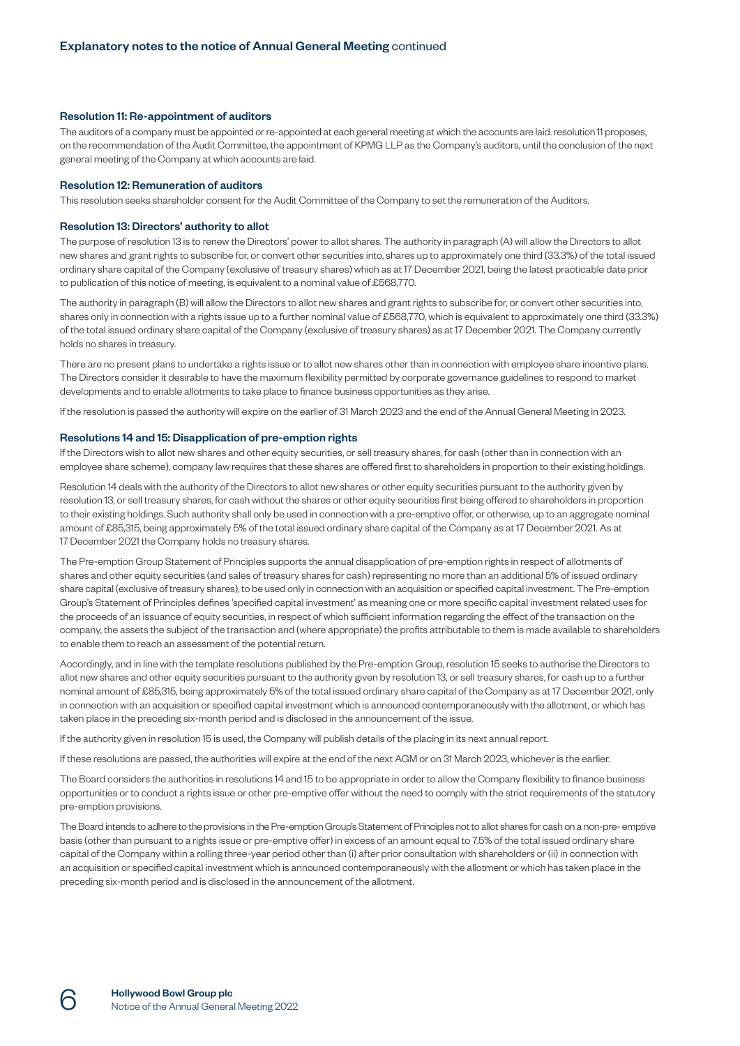## Explanatory notes to the notice of Annual General Meeting continued

### Resolution 11: Re-appointment of auditors

The auditors of a company must be appointed or re-appointed at each general meeting at which the accounts are laid. resolution 11 proposes, on the recommendation of the Audit Committee, the appointment of KPMG LLP as the Company's auditors, until the conclusion of the next general meeting of the Company at which accounts are laid.

### Resolution 12: Remuneration of auditors

This resolution seeks shareholder consent for the Audit Committee of the Company to set the remuneration of the Auditors.

### Resolution 13: Directors' authority to allot

The purpose of resolution 13 is to renew the Directors' power to allot shares. The authority in paragraph (A) will allow the Directors to allot new shares and grant rights to subscribe for, or convert other securities into, shares up to approximately one third (33.3%) of the total issued ordinary share capital of the Company (exclusive of treasury shares) which as at 17 December 2021, being the latest practicable date prior to publication of this notice of meeting, is equivalent to a nominal value of £568,770.

The authority in paragraph (B) will allow the Directors to allot new shares and grant rights to subscribe for, or convert other securities into, shares only in connection with a rights issue up to a further nominal value of £568,770, which is equivalent to approximately one third (33.3%) of the total issued ordinary share capital of the Company (exclusive of treasury shares) as at 17 December 2021. The Company currently holds no shares in treasury.

There are no present plans to undertake a rights issue or to allot new shares other than in connection with employee share incentive plans. The Directors consider it desirable to have the maximum flexibility permitted by corporate governance guidelines to respond to market developments and to enable allotments to take place to finance business opportunities as they arise.

If the resolution is passed the authority will expire on the earlier of 31 March 2023 and the end of the Annual General Meeting in 2023.

### Resolutions 14 and 15: Disapplication of pre-emption rights

If the Directors wish to allot new shares and other equity securities, or sell treasury shares, for cash (other than in connection with an employee share scheme), company law requires that these shares are offered first to shareholders in proportion to their existing holdings.

Resolution 14 deals with the authority of the Directors to allot new shares or other equity securities pursuant to the authority given by resolution 13, or sell treasury shares, for cash without the shares or other equity securities first being offered to shareholders in proportion to their existing holdings. Such authority shall only be used in connection with a pre-emptive offer, or otherwise, up to an aggregate nominal amount of £85,315, being approximately 5% of the total issued ordinary share capital of the Company as at 17 December 2021. As at 17 December 2021 the Company holds no treasury shares.

The Pre-emption Group Statement of Principles supports the annual disapplication of pre-emption rights in respect of allotments of shares and other equity securities (and sales of treasury shares for cash) representing no more than an additional 5% of issued ordinary share capital (exclusive of treasury shares), to be used only in connection with an acquisition or specified capital investment. The Pre-emption Group's Statement of Principles defines 'specified capital investment' as meaning one or more specific capital investment related uses for the proceeds of an issuance of equity securities, in respect of which sufficient information regarding the effect of the transaction on the company, the assets the subject of the transaction and (where appropriate) the profits attributable to them is made available to shareholders to enable them to reach an assessment of the potential return.

Accordingly, and in line with the template resolutions published by the Pre-emption Group, resolution 15 seeks to authorise the Directors to allot new shares and other equity securities pursuant to the authority given by resolution 13, or sell treasury shares, for cash up to a further nominal amount of £85,315, being approximately 5% of the total issued ordinary share capital of the Company as at 17 December 2021, only in connection with an acquisition or specified capital investment which is announced contemporaneously with the allotment, or which has taken place in the preceding six-month period and is disclosed in the announcement of the issue.

If the authority given in resolution 15 is used, the Company will publish details of the placing in its next annual report.

If these resolutions are passed, the authorities will expire at the end of the next AGM or on 31 March 2023, whichever is the earlier.

The Board considers the authorities in resolutions 14 and 15 to be appropriate in order to allow the Company flexibility to finance business opportunities or to conduct a rights issue or other pre-emptive offer without the need to comply with the strict requirements of the statutory pre-emption provisions.

The Board intends to adhere to the provisions in the Pre-emption Group's Statement of Principles not to allot shares for cash on a non-pre- emptive basis (other than pursuant to a rights issue or pre-emptive offer) in excess of an amount equal to 7.5% of the total issued ordinary share capital of the Company within a rolling three-year period other than (i) after prior consultation with shareholders or (ii) in connection with an acquisition or specified capital investment which is announced contemporaneously with the allotment or which has taken place in the preceding six-month period and is disclosed in the announcement of the allotment.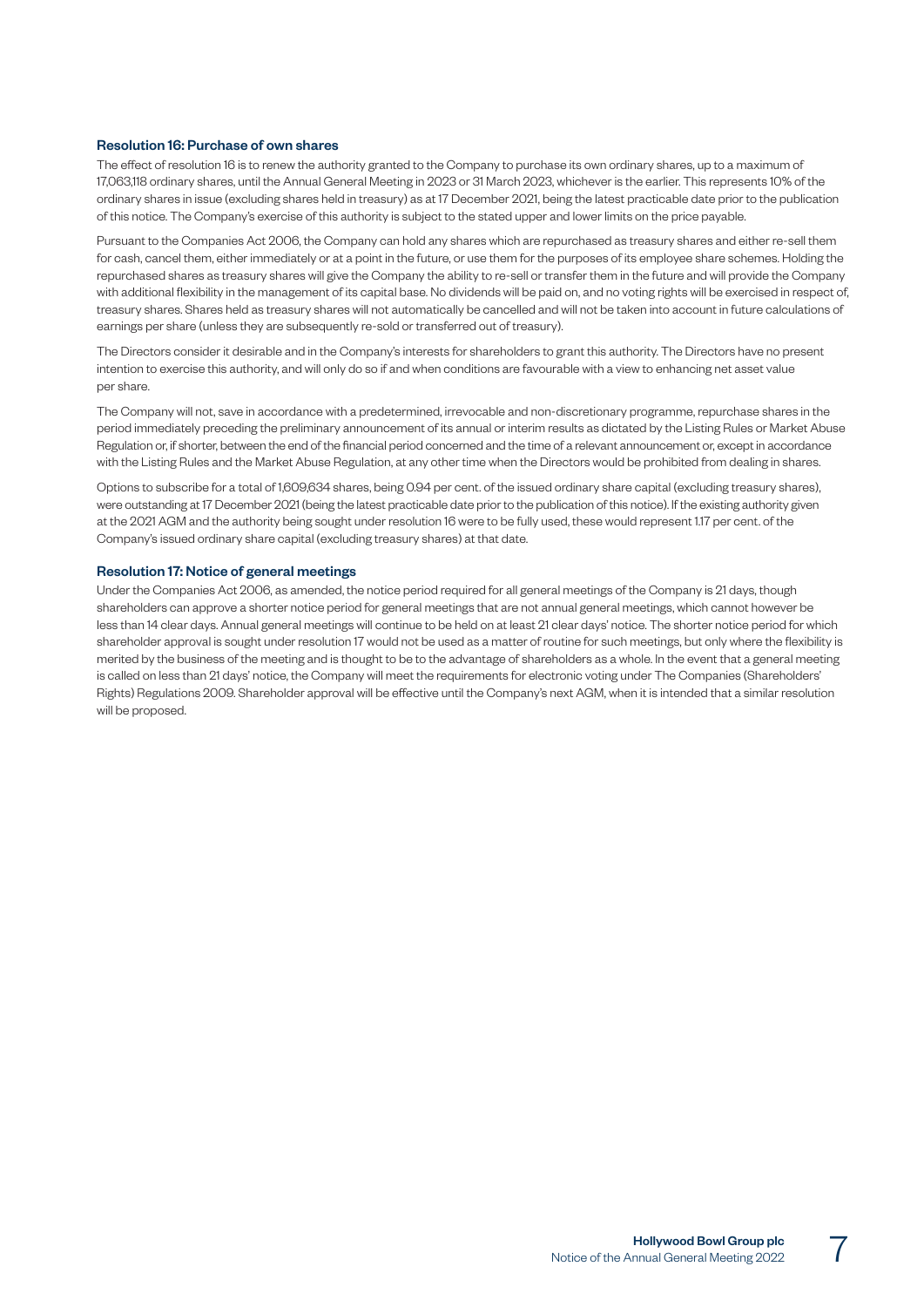### Resolution 16: Purchase of own shares

The effect of resolution 16 is to renew the authority granted to the Company to purchase its own ordinary shares, up to a maximum of 17,063,118 ordinary shares, until the Annual General Meeting in 2023 or 31 March 2023, whichever is the earlier. This represents 10% of the ordinary shares in issue (excluding shares held in treasury) as at 17 December 2021, being the latest practicable date prior to the publication of this notice. The Company's exercise of this authority is subject to the stated upper and lower limits on the price payable.

Pursuant to the Companies Act 2006, the Company can hold any shares which are repurchased as treasury shares and either re-sell them for cash, cancel them, either immediately or at a point in the future, or use them for the purposes of its employee share schemes. Holding the repurchased shares as treasury shares will give the Company the ability to re-sell or transfer them in the future and will provide the Company with additional flexibility in the management of its capital base. No dividends will be paid on, and no voting rights will be exercised in respect of, treasury shares. Shares held as treasury shares will not automatically be cancelled and will not be taken into account in future calculations of earnings per share (unless they are subsequently re-sold or transferred out of treasury).

The Directors consider it desirable and in the Company's interests for shareholders to grant this authority. The Directors have no present intention to exercise this authority, and will only do so if and when conditions are favourable with a view to enhancing net asset value per share.

The Company will not, save in accordance with a predetermined, irrevocable and non-discretionary programme, repurchase shares in the period immediately preceding the preliminary announcement of its annual or interim results as dictated by the Listing Rules or Market Abuse Regulation or, if shorter, between the end of the financial period concerned and the time of a relevant announcement or, except in accordance with the Listing Rules and the Market Abuse Regulation, at any other time when the Directors would be prohibited from dealing in shares.

Options to subscribe for a total of 1,609,634 shares, being 0.94 per cent. of the issued ordinary share capital (excluding treasury shares), were outstanding at 17 December 2021 (being the latest practicable date prior to the publication of this notice). If the existing authority given at the 2021 AGM and the authority being sought under resolution 16 were to be fully used, these would represent 1.17 per cent. of the Company's issued ordinary share capital (excluding treasury shares) at that date.

### Resolution 17: Notice of general meetings

Under the Companies Act 2006, as amended, the notice period required for all general meetings of the Company is 21 days, though shareholders can approve a shorter notice period for general meetings that are not annual general meetings, which cannot however be less than 14 clear days. Annual general meetings will continue to be held on at least 21 clear days' notice. The shorter notice period for which shareholder approval is sought under resolution 17 would not be used as a matter of routine for such meetings, but only where the flexibility is merited by the business of the meeting and is thought to be to the advantage of shareholders as a whole. In the event that a general meeting is called on less than 21 days' notice, the Company will meet the requirements for electronic voting under The Companies (Shareholders' Rights) Regulations 2009. Shareholder approval will be effective until the Company's next AGM, when it is intended that a similar resolution will be proposed.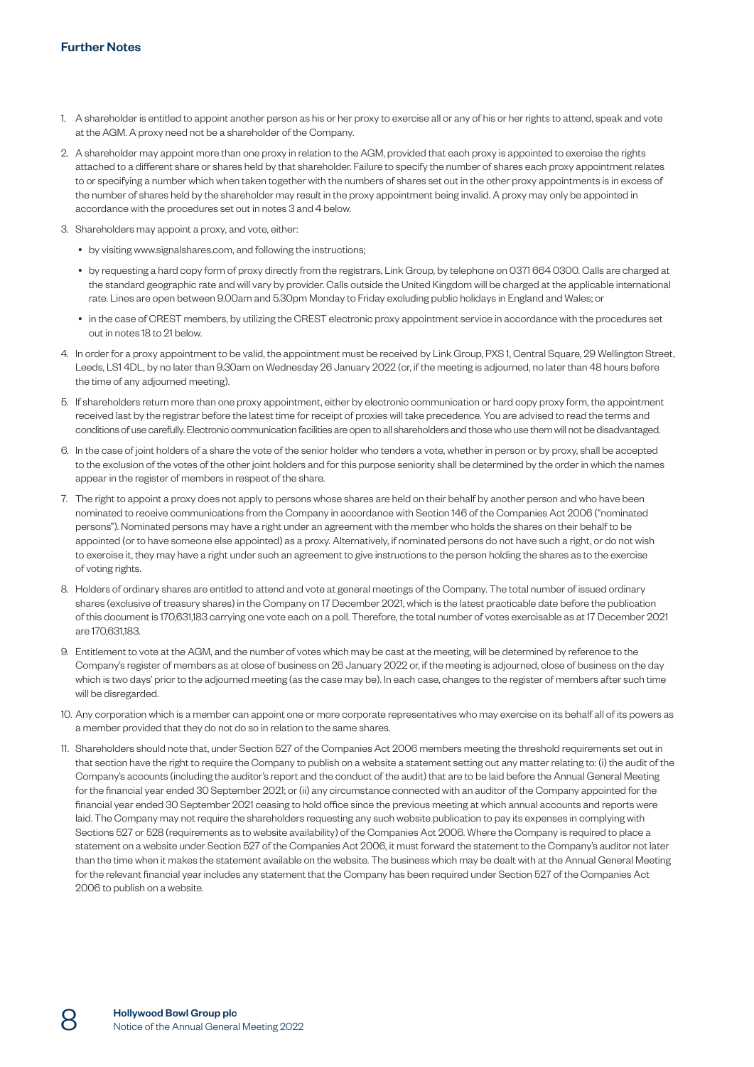## Further Notes

1. A shareholder is entitled to appoint another person as his or her proxy to exercise all or any of his or her rights to attend, speak and vote at the AGM. A proxy need not be a shareholder of the Company.
2. A shareholder may appoint more than one proxy in relation to the AGM, provided that each proxy is appointed to exercise the rights attached to a different share or shares held by that shareholder. Failure to specify the number of shares each proxy appointment relates to or specifying a number which when taken together with the numbers of shares set out in the other proxy appointments is in excess of the number of shares held by the shareholder may result in the proxy appointment being invalid. A proxy may only be appointed in accordance with the procedures set out in notes 3 and 4 below.
3. Shareholders may appoint a proxy, and vote, either:
   - by visiting www.signalshares.com, and following the instructions;
   - by requesting a hard copy form of proxy directly from the registrars, Link Group, by telephone on 0371 664 0300. Calls are charged at the standard geographic rate and will vary by provider. Calls outside the United Kingdom will be charged at the applicable international rate. Lines are open between 9.00am and 5.30pm Monday to Friday excluding public holidays in England and Wales; or
   - in the case of CREST members, by utilizing the CREST electronic proxy appointment service in accordance with the procedures set out in notes 18 to 21 below.
4. In order for a proxy appointment to be valid, the appointment must be received by Link Group, PXS 1, Central Square, 29 Wellington Street, Leeds, LS1 4DL, by no later than 9.30am on Wednesday 26 January 2022 (or, if the meeting is adjourned, no later than 48 hours before the time of any adjourned meeting).
5. If shareholders return more than one proxy appointment, either by electronic communication or hard copy proxy form, the appointment received last by the registrar before the latest time for receipt of proxies will take precedence. You are advised to read the terms and conditions of use carefully. Electronic communication facilities are open to all shareholders and those who use them will not be disadvantaged.
6. In the case of joint holders of a share the vote of the senior holder who tenders a vote, whether in person or by proxy, shall be accepted to the exclusion of the votes of the other joint holders and for this purpose seniority shall be determined by the order in which the names appear in the register of members in respect of the share.
7. The right to appoint a proxy does not apply to persons whose shares are held on their behalf by another person and who have been nominated to receive communications from the Company in accordance with Section 146 of the Companies Act 2006 ("nominated persons"). Nominated persons may have a right under an agreement with the member who holds the shares on their behalf to be appointed (or to have someone else appointed) as a proxy. Alternatively, if nominated persons do not have such a right, or do not wish to exercise it, they may have a right under such an agreement to give instructions to the person holding the shares as to the exercise of voting rights.
8. Holders of ordinary shares are entitled to attend and vote at general meetings of the Company. The total number of issued ordinary shares (exclusive of treasury shares) in the Company on 17 December 2021, which is the latest practicable date before the publication of this document is 170,631,183 carrying one vote each on a poll. Therefore, the total number of votes exercisable as at 17 December 2021 are 170,631,183.
9. Entitlement to vote at the AGM, and the number of votes which may be cast at the meeting, will be determined by reference to the Company's register of members as at close of business on 26 January 2022 or, if the meeting is adjourned, close of business on the day which is two days' prior to the adjourned meeting (as the case may be). In each case, changes to the register of members after such time will be disregarded.
10. Any corporation which is a member can appoint one or more corporate representatives who may exercise on its behalf all of its powers as a member provided that they do not do so in relation to the same shares.
11. Shareholders should note that, under Section 527 of the Companies Act 2006 members meeting the threshold requirements set out in that section have the right to require the Company to publish on a website a statement setting out any matter relating to: (i) the audit of the Company's accounts (including the auditor's report and the conduct of the audit) that are to be laid before the Annual General Meeting for the financial year ended 30 September 2021; or (ii) any circumstance connected with an auditor of the Company appointed for the financial year ended 30 September 2021 ceasing to hold office since the previous meeting at which annual accounts and reports were laid. The Company may not require the shareholders requesting any such website publication to pay its expenses in complying with Sections 527 or 528 (requirements as to website availability) of the Companies Act 2006. Where the Company is required to place a statement on a website under Section 527 of the Companies Act 2006, it must forward the statement to the Company's auditor not later than the time when it makes the statement available on the website. The business which may be dealt with at the Annual General Meeting for the relevant financial year includes any statement that the Company has been required under Section 527 of the Companies Act 2006 to publish on a website.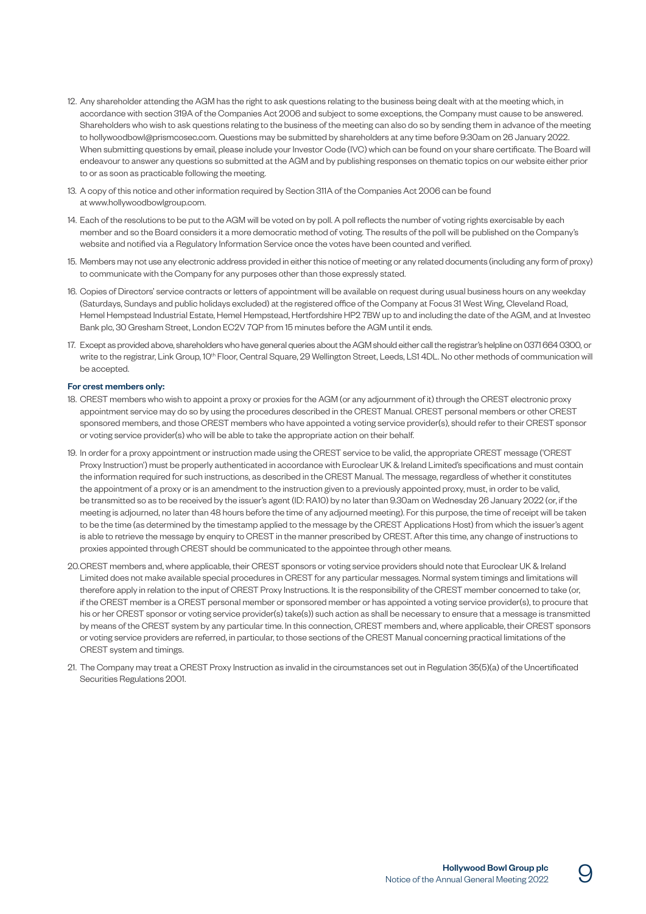12. Any shareholder attending the AGM has the right to ask questions relating to the business being dealt with at the meeting which, in accordance with section 319A of the Companies Act 2006 and subject to some exceptions, the Company must cause to be answered. Shareholders who wish to ask questions relating to the business of the meeting can also do so by sending them in advance of the meeting to hollywoodbowl@prismcosec.com. Questions may be submitted by shareholders at any time before 9:30am on 26 January 2022. When submitting questions by email, please include your Investor Code (IVC) which can be found on your share certificate. The Board will endeavour to answer any questions so submitted at the AGM and by publishing responses on thematic topics on our website either prior to or as soon as practicable following the meeting.

13. A copy of this notice and other information required by Section 311A of the Companies Act 2006 can be found at www.hollywoodbowlgroup.com.

14. Each of the resolutions to be put to the AGM will be voted on by poll. A poll reflects the number of voting rights exercisable by each member and so the Board considers it a more democratic method of voting. The results of the poll will be published on the Company's website and notified via a Regulatory Information Service once the votes have been counted and verified.

15. Members may not use any electronic address provided in either this notice of meeting or any related documents (including any form of proxy) to communicate with the Company for any purposes other than those expressly stated.

16. Copies of Directors' service contracts or letters of appointment will be available on request during usual business hours on any weekday (Saturdays, Sundays and public holidays excluded) at the registered office of the Company at Focus 31 West Wing, Cleveland Road, Hemel Hempstead Industrial Estate, Hemel Hempstead, Hertfordshire HP2 7BW up to and including the date of the AGM, and at Investec Bank plc, 30 Gresham Street, London EC2V 7QP from 15 minutes before the AGM until it ends.

17. Except as provided above, shareholders who have general queries about the AGM should either call the registrar's helpline on 0371 664 0300, or write to the registrar, Link Group, 10th Floor, Central Square, 29 Wellington Street, Leeds, LS1 4DL. No other methods of communication will be accepted.

**For crest members only:**

18. CREST members who wish to appoint a proxy or proxies for the AGM (or any adjournment of it) through the CREST electronic proxy appointment service may do so by using the procedures described in the CREST Manual. CREST personal members or other CREST sponsored members, and those CREST members who have appointed a voting service provider(s), should refer to their CREST sponsor or voting service provider(s) who will be able to take the appropriate action on their behalf.

19. In order for a proxy appointment or instruction made using the CREST service to be valid, the appropriate CREST message ('CREST Proxy Instruction') must be properly authenticated in accordance with Euroclear UK & Ireland Limited's specifications and must contain the information required for such instructions, as described in the CREST Manual. The message, regardless of whether it constitutes the appointment of a proxy or is an amendment to the instruction given to a previously appointed proxy, must, in order to be valid, be transmitted so as to be received by the issuer's agent (ID: RA10) by no later than 9.30am on Wednesday 26 January 2022 (or, if the meeting is adjourned, no later than 48 hours before the time of any adjourned meeting). For this purpose, the time of receipt will be taken to be the time (as determined by the timestamp applied to the message by the CREST Applications Host) from which the issuer's agent is able to retrieve the message by enquiry to CREST in the manner prescribed by CREST. After this time, any change of instructions to proxies appointed through CREST should be communicated to the appointee through other means.

20. CREST members and, where applicable, their CREST sponsors or voting service providers should note that Euroclear UK & Ireland Limited does not make available special procedures in CREST for any particular messages. Normal system timings and limitations will therefore apply in relation to the input of CREST Proxy Instructions. It is the responsibility of the CREST member concerned to take (or, if the CREST member is a CREST personal member or sponsored member or has appointed a voting service provider(s), to procure that his or her CREST sponsor or voting service provider(s) take(s)) such action as shall be necessary to ensure that a message is transmitted by means of the CREST system by any particular time. In this connection, CREST members and, where applicable, their CREST sponsors or voting service providers are referred, in particular, to those sections of the CREST Manual concerning practical limitations of the CREST system and timings.

21. The Company may treat a CREST Proxy Instruction as invalid in the circumstances set out in Regulation 35(5)(a) of the Uncertificated Securities Regulations 2001.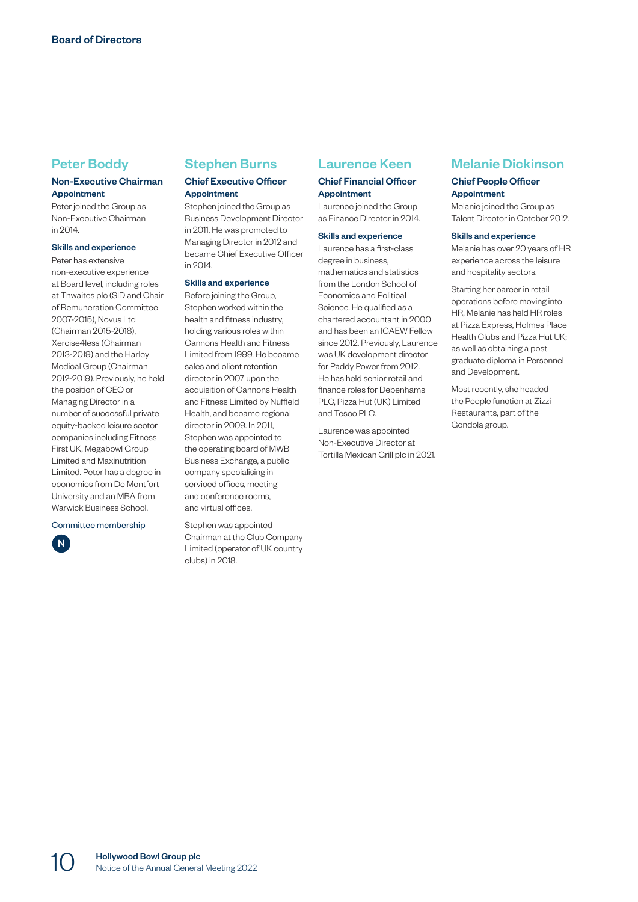# Board of Directors

## Peter Boddy

### Non-Executive Chairman

**Appointment**

Peter joined the Group as Non-Executive Chairman in 2014.

**Skills and experience**

Peter has extensive non-executive experience at Board level, including roles at Thwaites plc (SID and Chair of Remuneration Committee 2007-2015), Novus Ltd (Chairman 2015-2018), Xercise4less (Chairman 2013-2019) and the Harley Medical Group (Chairman 2012-2019). Previously, he held the position of CEO or Managing Director in a number of successful private equity-backed leisure sector companies including Fitness First UK, Megabowl Group Limited and Maxinutrition Limited. Peter has a degree in economics from De Montfort University and an MBA from Warwick Business School.

Committee membership

N

## Stephen Burns

### Chief Executive Officer

**Appointment**

Stephen joined the Group as Business Development Director in 2011. He was promoted to Managing Director in 2012 and became Chief Executive Officer in 2014.

**Skills and experience**

Before joining the Group, Stephen worked within the health and fitness industry, holding various roles within Cannons Health and Fitness Limited from 1999. He became sales and client retention director in 2007 upon the acquisition of Cannons Health and Fitness Limited by Nuffield Health, and became regional director in 2009. In 2011, Stephen was appointed to the operating board of MWB Business Exchange, a public company specialising in serviced offices, meeting and conference rooms, and virtual offices.

Stephen was appointed Chairman at the Club Company Limited (operator of UK country clubs) in 2018.

## Laurence Keen

### Chief Financial Officer

**Appointment**

Laurence joined the Group as Finance Director in 2014.

**Skills and experience**

Laurence has a first-class degree in business, mathematics and statistics from the London School of Economics and Political Science. He qualified as a chartered accountant in 2000 and has been an ICAEW Fellow since 2012. Previously, Laurence was UK development director for Paddy Power from 2012. He has held senior retail and finance roles for Debenhams PLC, Pizza Hut (UK) Limited and Tesco PLC.

Laurence was appointed Non-Executive Director at Tortilla Mexican Grill plc in 2021.

## Melanie Dickinson

### Chief People Officer

**Appointment**

Melanie joined the Group as Talent Director in October 2012.

**Skills and experience**

Melanie has over 20 years of HR experience across the leisure and hospitality sectors.

Starting her career in retail operations before moving into HR, Melanie has held HR roles at Pizza Express, Holmes Place Health Clubs and Pizza Hut UK; as well as obtaining a post graduate diploma in Personnel and Development.

Most recently, she headed the People function at Zizzi Restaurants, part of the Gondola group.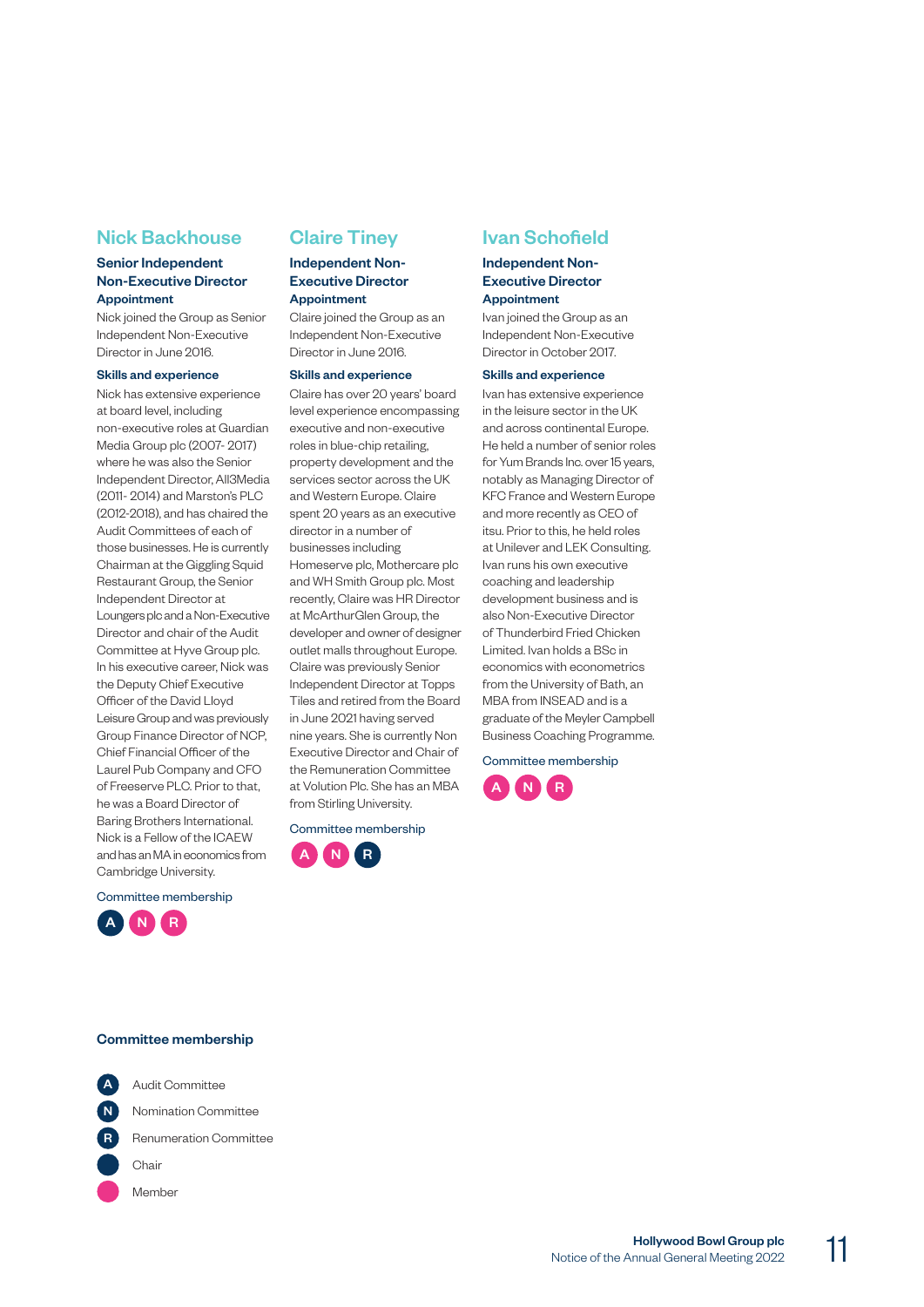## Nick Backhouse

### Senior Independent Non-Executive Director

**Appointment**

Nick joined the Group as Senior Independent Non-Executive Director in June 2016.

**Skills and experience**

Nick has extensive experience at board level, including non-executive roles at Guardian Media Group plc (2007- 2017) where he was also the Senior Independent Director, All3Media (2011- 2014) and Marston's PLC (2012-2018), and has chaired the Audit Committees of each of those businesses. He is currently Chairman at the Giggling Squid Restaurant Group, the Senior Independent Director at Loungers plc and a Non-Executive Director and chair of the Audit Committee at Hyve Group plc. In his executive career, Nick was the Deputy Chief Executive Officer of the David Lloyd Leisure Group and was previously Group Finance Director of NCP, Chief Financial Officer of the Laurel Pub Company and CFO of Freeserve PLC. Prior to that, he was a Board Director of Baring Brothers International. Nick is a Fellow of the ICAEW and has an MA in economics from Cambridge University.

Committee membership

A (Chair) N (Member) R (Member)

## Claire Tiney

### Independent Non-Executive Director

**Appointment**

Claire joined the Group as an Independent Non-Executive Director in June 2016.

**Skills and experience**

Claire has over 20 years' board level experience encompassing executive and non-executive roles in blue-chip retailing, property development and the services sector across the UK and Western Europe. Claire spent 20 years as an executive director in a number of businesses including Homeserve plc, Mothercare plc and WH Smith Group plc. Most recently, Claire was HR Director at McArthurGlen Group, the developer and owner of designer outlet malls throughout Europe. Claire was previously Senior Independent Director at Topps Tiles and retired from the Board in June 2021 having served nine years. She is currently Non Executive Director and Chair of the Remuneration Committee at Volution Plc. She has an MBA from Stirling University.

Committee membership

A (Member) N (Member) R (Chair)

## Ivan Schofield

### Independent Non-Executive Director

**Appointment**

Ivan joined the Group as an Independent Non-Executive Director in October 2017.

**Skills and experience**

Ivan has extensive experience in the leisure sector in the UK and across continental Europe. He held a number of senior roles for Yum Brands Inc. over 15 years, notably as Managing Director of KFC France and Western Europe and more recently as CEO of itsu. Prior to this, he held roles at Unilever and LEK Consulting. Ivan runs his own executive coaching and leadership development business and is also Non-Executive Director of Thunderbird Fried Chicken Limited. Ivan holds a BSc in economics with econometrics from the University of Bath, an MBA from INSEAD and is a graduate of the Meyler Campbell Business Coaching Programme.

Committee membership

A (Member) N (Member) R (Member)

### Committee membership

- A – Audit Committee
- N – Nomination Committee
- R – Renumeration Committee
- Chair
- Member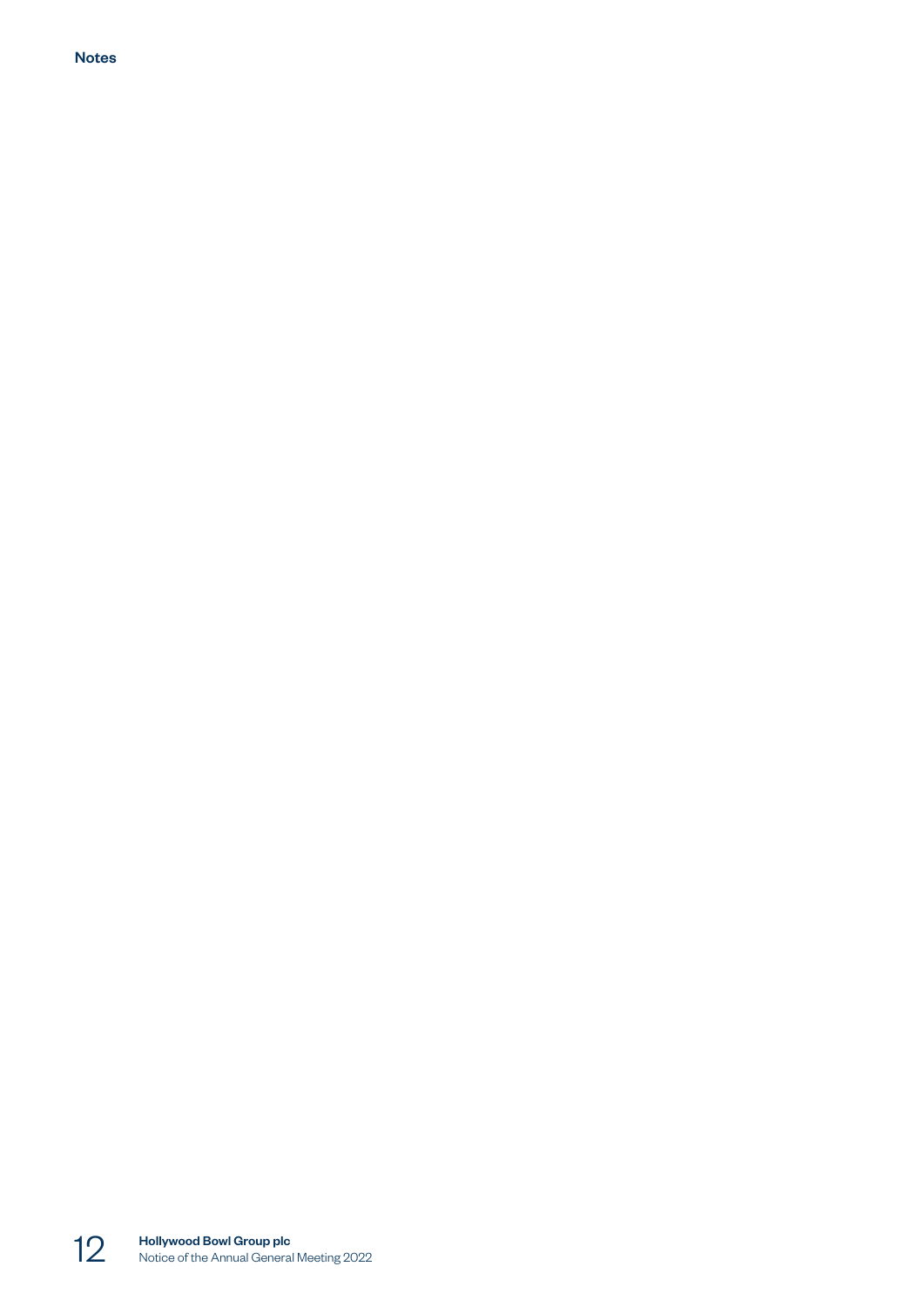# Notes